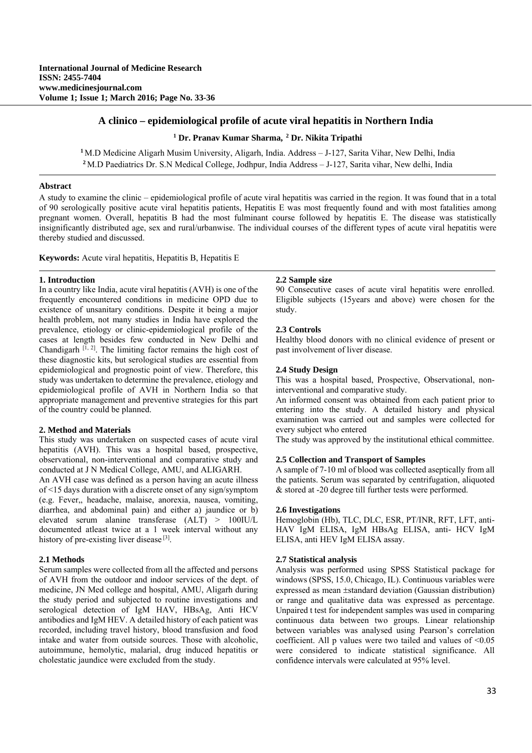# A clinico – epidemiological profile of acute viral hepatitis in Northern India

**[1] Dr. Pranav Kumar Sharma, [2] Dr. Nikita Tripathi**

[1] M.D Medicine Aligarh Musim University, Aligarh, India. Address – J-127, Sarita Vihar, New Delhi, India
[2] M.D Paediatrics Dr. S.N Medical College, Jodhpur, India Address – J-127, Sarita vihar, New delhi, India

## Abstract

A study to examine the clinic – epidemiological profile of acute viral hepatitis was carried in the region. It was found that in a total of 90 serologically positive acute viral hepatitis patients, Hepatitis E was most frequently found and with most fatalities among pregnant women. Overall, hepatitis B had the most fulminant course followed by hepatitis E. The disease was statistically insignificantly distributed age, sex and rural/urbanwise. The individual courses of the different types of acute viral hepatitis were thereby studied and discussed.

**Keywords:** Acute viral hepatitis, Hepatitis B, Hepatitis E

## 1. Introduction

In a country like India, acute viral hepatitis (AVH) is one of the frequently encountered conditions in medicine OPD due to existence of unsanitary conditions. Despite it being a major health problem, not many studies in India have explored the prevalence, etiology or clinic-epidemiological profile of the cases at length besides few conducted in New Delhi and Chandigarh [1, 2]. The limiting factor remains the high cost of these diagnostic kits, but serological studies are essential from epidemiological and prognostic point of view. Therefore, this study was undertaken to determine the prevalence, etiology and epidemiological profile of AVH in Northern India so that appropriate management and preventive strategies for this part of the country could be planned.

## 2. Method and Materials

This study was undertaken on suspected cases of acute viral hepatitis (AVH). This was a hospital based, prospective, observational, non-interventional and comparative study and conducted at J N Medical College, AMU, and ALIGARH.

An AVH case was defined as a person having an acute illness of <15 days duration with a discrete onset of any sign/symptom (e.g. Fever,, headache, malaise, anorexia, nausea, vomiting, diarrhea, and abdominal pain) and either a) jaundice or b) elevated serum alanine transferase (ALT) > 100IU/L documented atleast twice at a 1 week interval without any history of pre-existing liver disease [3].

### 2.1 Methods

Serum samples were collected from all the affected and persons of AVH from the outdoor and indoor services of the dept. of medicine, JN Med college and hospital, AMU, Aligarh during the study period and subjected to routine investigations and serological detection of IgM HAV, HBsAg, Anti HCV antibodies and IgM HEV. A detailed history of each patient was recorded, including travel history, blood transfusion and food intake and water from outside sources. Those with alcoholic, autoimmune, hemolytic, malarial, drug induced hepatitis or cholestatic jaundice were excluded from the study.

### 2.2 Sample size

90 Consecutive cases of acute viral hepatitis were enrolled. Eligible subjects (15years and above) were chosen for the study.

### 2.3 Controls

Healthy blood donors with no clinical evidence of present or past involvement of liver disease.

### 2.4 Study Design

This was a hospital based, Prospective, Observational, non-interventional and comparative study.

An informed consent was obtained from each patient prior to entering into the study. A detailed history and physical examination was carried out and samples were collected for every subject who entered

The study was approved by the institutional ethical committee.

### 2.5 Collection and Transport of Samples

A sample of 7-10 ml of blood was collected aseptically from all the patients. Serum was separated by centrifugation, aliquoted & stored at -20 degree till further tests were performed.

### 2.6 Investigations

Hemoglobin (Hb), TLC, DLC, ESR, PT/INR, RFT, LFT, anti-HAV IgM ELISA, IgM HBsAg ELISA, anti- HCV IgM ELISA, anti HEV IgM ELISA assay.

### 2.7 Statistical analysis

Analysis was performed using SPSS Statistical package for windows (SPSS, 15.0, Chicago, IL). Continuous variables were expressed as mean ±standard deviation (Gaussian distribution) or range and qualitative data was expressed as percentage. Unpaired t test for independent samples was used in comparing continuous data between two groups. Linear relationship between variables was analysed using Pearson's correlation coefficient. All p values were two tailed and values of $<0.05$ were considered to indicate statistical significance. All confidence intervals were calculated at 95% level.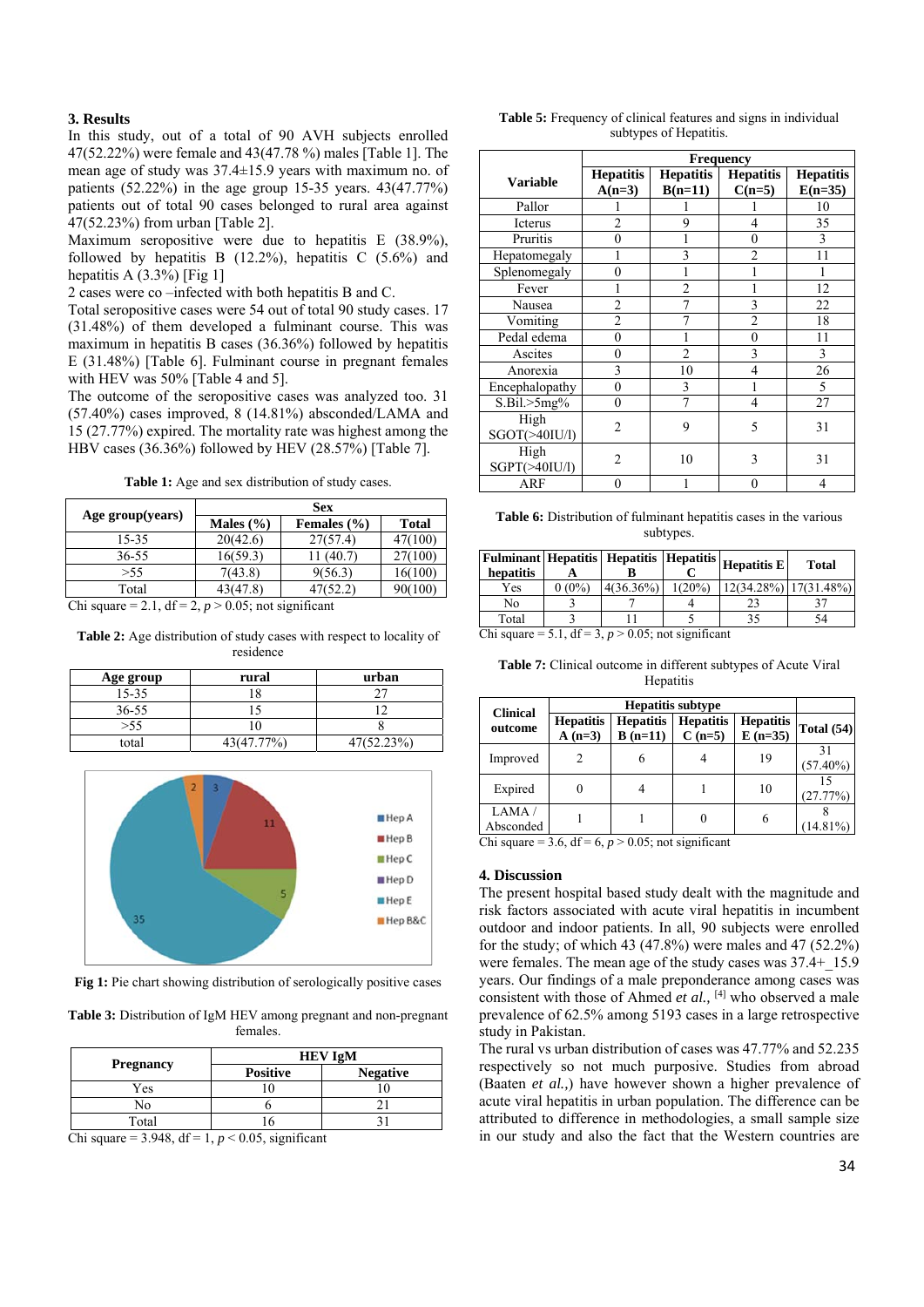## 3. Results

In this study, out of a total of 90 AVH subjects enrolled 47(52.22%) were female and 43(47.78 %) males [Table 1]. The mean age of study was 37.4±15.9 years with maximum no. of patients (52.22%) in the age group 15-35 years. 43(47.77%) patients out of total 90 cases belonged to rural area against 47(52.23%) from urban [Table 2].

Maximum seropositive were due to hepatitis E (38.9%), followed by hepatitis B (12.2%), hepatitis C (5.6%) and hepatitis A (3.3%) [Fig 1]

2 cases were co –infected with both hepatitis B and C.

Total seropositive cases were 54 out of total 90 study cases. 17 (31.48%) of them developed a fulminant course. This was maximum in hepatitis B cases (36.36%) followed by hepatitis E (31.48%) [Table 6]. Fulminant course in pregnant females with HEV was 50% [Table 4 and 5].

The outcome of the seropositive cases was analyzed too. 31 (57.40%) cases improved, 8 (14.81%) absconded/LAMA and 15 (27.77%) expired. The mortality rate was highest among the HBV cases (36.36%) followed by HEV (28.57%) [Table 7].

**Table 1:** Age and sex distribution of study cases.

| Age group(years) | Sex | | |
|---|---|---|---|
| | Males (%) | Females (%) | Total |
| 15-35 | 20(42.6) | 27(57.4) | 47(100) |
| 36-55 | 16(59.3) | 11 (40.7) | 27(100) |
| >55 | 7(43.8) | 9(56.3) | 16(100) |
| Total | 43(47.8) | 47(52.2) | 90(100) |

Chi square = 2.1, df = 2, $p > 0.05$; not significant

**Table 2:** Age distribution of study cases with respect to locality of residence

| Age group | rural | urban |
|---|---|---|
| 15-35 | 18 | 27 |
| 36-55 | 15 | 12 |
| >55 | 10 | 8 |
| total | 43(47.77%) | 47(52.23%) |

**Fig 1:** Pie chart showing distribution of serologically positive cases

**Table 3:** Distribution of IgM HEV among pregnant and non-pregnant females.

| Pregnancy | HEV IgM | |
|---|---|---|
| | Positive | Negative |
| Yes | 10 | 10 |
| No | 6 | 21 |
| Total | 16 | 31 |

Chi square = 3.948, df = 1, $p < 0.05$, significant

**Table 5:** Frequency of clinical features and signs in individual subtypes of Hepatitis.

| Variable | Frequency | | | |
|---|---|---|---|---|
| | Hepatitis A(n=3) | Hepatitis B(n=11) | Hepatitis C(n=5) | Hepatitis E(n=35) |
| Pallor | 1 | 1 | 1 | 10 |
| Icterus | 2 | 9 | 4 | 35 |
| Pruritis | 0 | 1 | 0 | 3 |
| Hepatomegaly | 1 | 3 | 2 | 11 |
| Splenomegaly | 0 | 1 | 1 | 1 |
| Fever | 1 | 2 | 1 | 12 |
| Nausea | 2 | 7 | 3 | 22 |
| Vomiting | 2 | 7 | 2 | 18 |
| Pedal edema | 0 | 1 | 0 | 11 |
| Ascites | 0 | 2 | 3 | 3 |
| Anorexia | 3 | 10 | 4 | 26 |
| Encephalopathy | 0 | 3 | 1 | 5 |
| S.Bil.>5mg% | 0 | 7 | 4 | 27 |
| High SGOT(>40IU/l) | 2 | 9 | 5 | 31 |
| High SGPT(>40IU/l) | 2 | 10 | 3 | 31 |
| ARF | 0 | 1 | 0 | 4 |

**Table 6:** Distribution of fulminant hepatitis cases in the various subtypes.

| Fulminant hepatitis | Hepatitis A | Hepatitis B | Hepatitis C | Hepatitis E | Total |
|---|---|---|---|---|---|
| Yes | 0 (0%) | 4(36.36%) | 1(20%) | 12(34.28%) | 17(31.48%) |
| No | 3 | 7 | 4 | 23 | 37 |
| Total | 3 | 11 | 5 | 35 | 54 |

Chi square = 5.1, df = 3, $p > 0.05$; not significant

**Table 7:** Clinical outcome in different subtypes of Acute Viral Hepatitis

| Clinical outcome | Hepatitis subtype | | | | |
|---|---|---|---|---|---|
| | Hepatitis A (n=3) | Hepatitis B (n=11) | Hepatitis C (n=5) | Hepatitis E (n=35) | Total (54) |
| Improved | 2 | 6 | 4 | 19 | 31 (57.40%) |
| Expired | 0 | 4 | 1 | 10 | 15 (27.77%) |
| LAMA / Absconded | 1 | 1 | 0 | 6 | 8 (14.81%) |

Chi square = 3.6, df = 6, $p > 0.05$; not significant

## 4. Discussion

The present hospital based study dealt with the magnitude and risk factors associated with acute viral hepatitis in incumbent outdoor and indoor patients. In all, 90 subjects were enrolled for the study; of which 43 (47.8%) were males and 47 (52.2%) were females. The mean age of the study cases was 37.4+_15.9 years. Our findings of a male preponderance among cases was consistent with those of Ahmed *et al.*, [4] who observed a male prevalence of 62.5% among 5193 cases in a large retrospective study in Pakistan.

The rural vs urban distribution of cases was 47.77% and 52.235 respectively so not much purposive. Studies from abroad (Baaten *et al.*,) have however shown a higher prevalence of acute viral hepatitis in urban population. The difference can be attributed to difference in methodologies, a small sample size in our study and also the fact that the Western countries are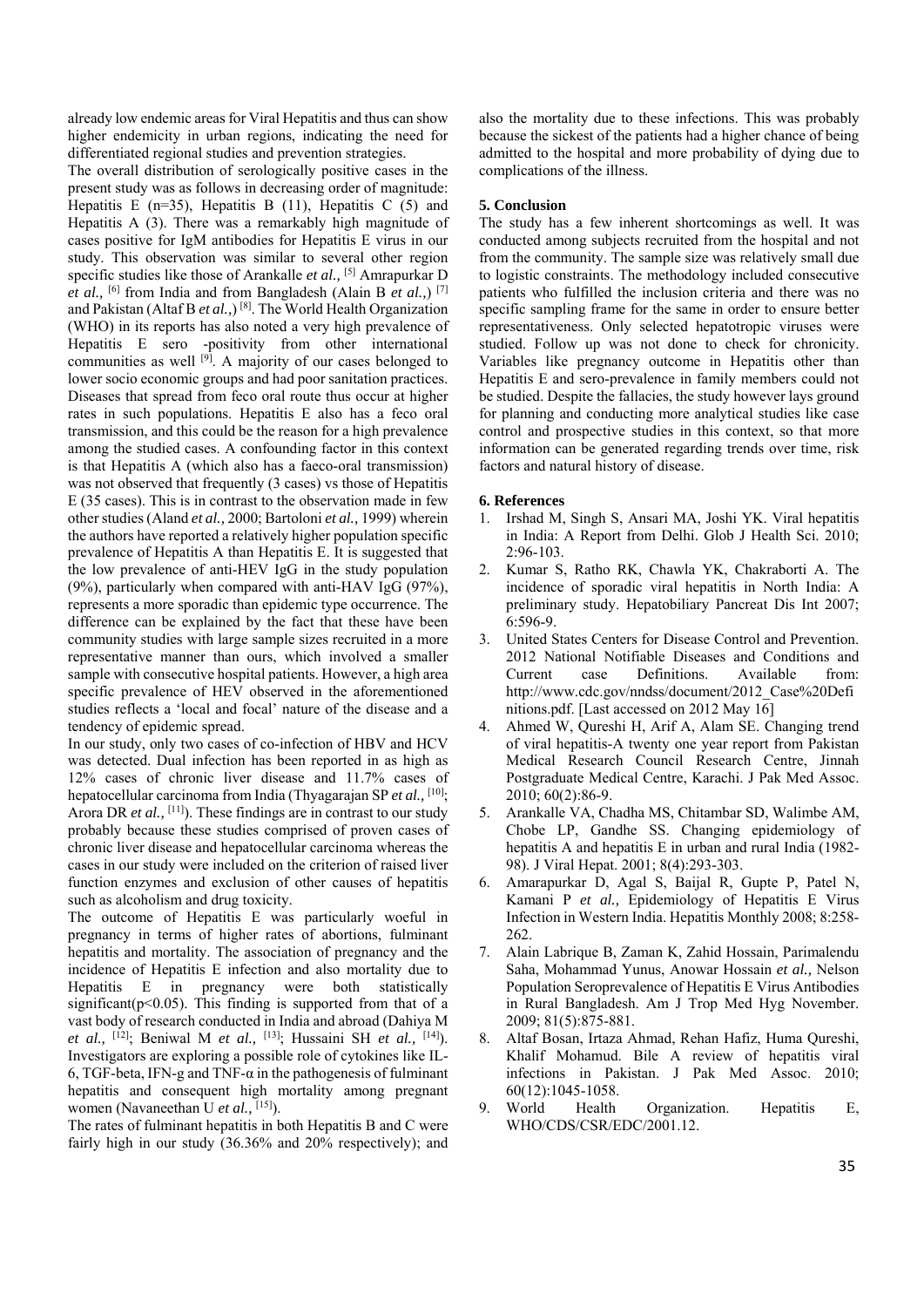already low endemic areas for Viral Hepatitis and thus can show higher endemicity in urban regions, indicating the need for differentiated regional studies and prevention strategies.

The overall distribution of serologically positive cases in the present study was as follows in decreasing order of magnitude: Hepatitis E (n=35), Hepatitis B (11), Hepatitis C (5) and Hepatitis A (3). There was a remarkably high magnitude of cases positive for IgM antibodies for Hepatitis E virus in our study. This observation was similar to several other region specific studies like those of Arankalle *et al.,* [5] Amrapurkar D *et al.,* [6] from India and from Bangladesh (Alain B *et al.,*) [7] and Pakistan (Altaf B *et al.,*) [8]. The World Health Organization (WHO) in its reports has also noted a very high prevalence of Hepatitis E sero -positivity from other international communities as well [9]. A majority of our cases belonged to lower socio economic groups and had poor sanitation practices. Diseases that spread from feco oral route thus occur at higher rates in such populations. Hepatitis E also has a feco oral transmission, and this could be the reason for a high prevalence among the studied cases. A confounding factor in this context is that Hepatitis A (which also has a faeco-oral transmission) was not observed that frequently (3 cases) vs those of Hepatitis E (35 cases). This is in contrast to the observation made in few other studies (Aland *et al.,* 2000; Bartoloni *et al.,* 1999) wherein the authors have reported a relatively higher population specific prevalence of Hepatitis A than Hepatitis E. It is suggested that the low prevalence of anti-HEV IgG in the study population (9%), particularly when compared with anti-HAV IgG (97%), represents a more sporadic than epidemic type occurrence. The difference can be explained by the fact that these have been community studies with large sample sizes recruited in a more representative manner than ours, which involved a smaller sample with consecutive hospital patients. However, a high area specific prevalence of HEV observed in the aforementioned studies reflects a 'local and focal' nature of the disease and a tendency of epidemic spread.

In our study, only two cases of co-infection of HBV and HCV was detected. Dual infection has been reported in as high as 12% cases of chronic liver disease and 11.7% cases of hepatocellular carcinoma from India (Thyagarajan SP *et al.,* [10]; Arora DR *et al.,* [11]). These findings are in contrast to our study probably because these studies comprised of proven cases of chronic liver disease and hepatocellular carcinoma whereas the cases in our study were included on the criterion of raised liver function enzymes and exclusion of other causes of hepatitis such as alcoholism and drug toxicity.

The outcome of Hepatitis E was particularly woeful in pregnancy in terms of higher rates of abortions, fulminant hepatitis and mortality. The association of pregnancy and the incidence of Hepatitis E infection and also mortality due to Hepatitis E in pregnancy were both statistically significant($p<0.05$). This finding is supported from that of a vast body of research conducted in India and abroad (Dahiya M *et al.,* [12]; Beniwal M *et al.,* [13]; Hussaini SH *et al.,* [14]). Investigators are exploring a possible role of cytokines like IL-6, TGF-beta, IFN-g and TNF-$\alpha$ in the pathogenesis of fulminant hepatitis and consequent high mortality among pregnant women (Navaneethan U *et al.,* [15]).

The rates of fulminant hepatitis in both Hepatitis B and C were fairly high in our study (36.36% and 20% respectively); and also the mortality due to these infections. This was probably because the sickest of the patients had a higher chance of being admitted to the hospital and more probability of dying due to complications of the illness.

## 5. Conclusion

The study has a few inherent shortcomings as well. It was conducted among subjects recruited from the hospital and not from the community. The sample size was relatively small due to logistic constraints. The methodology included consecutive patients who fulfilled the inclusion criteria and there was no specific sampling frame for the same in order to ensure better representativeness. Only selected hepatotropic viruses were studied. Follow up was not done to check for chronicity. Variables like pregnancy outcome in Hepatitis other than Hepatitis E and sero-prevalence in family members could not be studied. Despite the fallacies, the study however lays ground for planning and conducting more analytical studies like case control and prospective studies in this context, so that more information can be generated regarding trends over time, risk factors and natural history of disease.

## 6. References

1. Irshad M, Singh S, Ansari MA, Joshi YK. Viral hepatitis in India: A Report from Delhi. Glob J Health Sci. 2010; 2:96-103.
2. Kumar S, Ratho RK, Chawla YK, Chakraborti A. The incidence of sporadic viral hepatitis in North India: A preliminary study. Hepatobiliary Pancreat Dis Int 2007; 6:596-9.
3. United States Centers for Disease Control and Prevention. 2012 National Notifiable Diseases and Conditions and Current case Definitions. Available from: http://www.cdc.gov/nndss/document/2012_Case%20Definitions.pdf. [Last accessed on 2012 May 16]
4. Ahmed W, Qureshi H, Arif A, Alam SE. Changing trend of viral hepatitis-A twenty one year report from Pakistan Medical Research Council Research Centre, Jinnah Postgraduate Medical Centre, Karachi. J Pak Med Assoc. 2010; 60(2):86-9.
5. Arankalle VA, Chadha MS, Chitambar SD, Walimbe AM, Chobe LP, Gandhe SS. Changing epidemiology of hepatitis A and hepatitis E in urban and rural India (1982-98). J Viral Hepat. 2001; 8(4):293-303.
6. Amarapurkar D, Agal S, Baijal R, Gupte P, Patel N, Kamani P *et al.,* Epidemiology of Hepatitis E Virus Infection in Western India. Hepatitis Monthly 2008; 8:258-262.
7. Alain Labrique B, Zaman K, Zahid Hossain, Parimalendu Saha, Mohammad Yunus, Anowar Hossain *et al.,* Nelson Population Seroprevalence of Hepatitis E Virus Antibodies in Rural Bangladesh. Am J Trop Med Hyg November. 2009; 81(5):875-881.
8. Altaf Bosan, Irtaza Ahmad, Rehan Hafiz, Huma Qureshi, Khalif Mohamud. Bile A review of hepatitis viral infections in Pakistan. J Pak Med Assoc. 2010; 60(12):1045-1058.
9. World Health Organization. Hepatitis E, WHO/CDS/CSR/EDC/2001.12.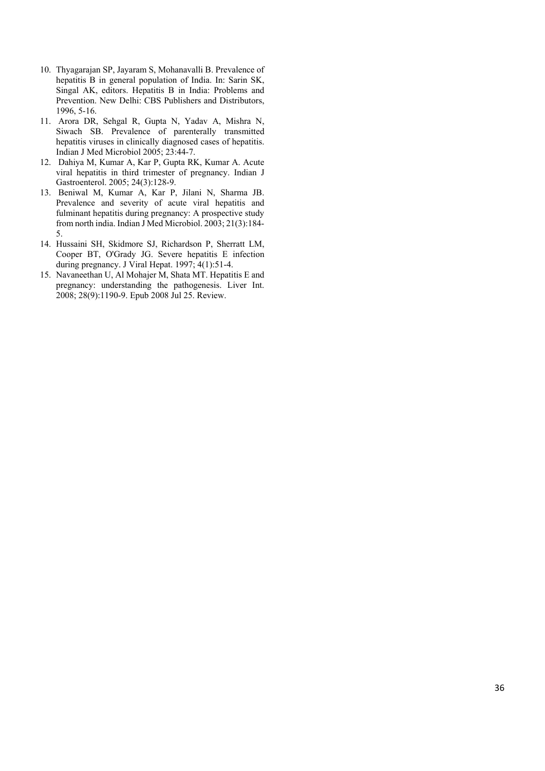10. Thyagarajan SP, Jayaram S, Mohanavalli B. Prevalence of hepatitis B in general population of India. In: Sarin SK, Singal AK, editors. Hepatitis B in India: Problems and Prevention. New Delhi: CBS Publishers and Distributors, 1996, 5-16.
11. Arora DR, Sehgal R, Gupta N, Yadav A, Mishra N, Siwach SB. Prevalence of parenterally transmitted hepatitis viruses in clinically diagnosed cases of hepatitis. Indian J Med Microbiol 2005; 23:44-7.
12. Dahiya M, Kumar A, Kar P, Gupta RK, Kumar A. Acute viral hepatitis in third trimester of pregnancy. Indian J Gastroenterol. 2005; 24(3):128-9.
13. Beniwal M, Kumar A, Kar P, Jilani N, Sharma JB. Prevalence and severity of acute viral hepatitis and fulminant hepatitis during pregnancy: A prospective study from north india. Indian J Med Microbiol. 2003; 21(3):184-5.
14. Hussaini SH, Skidmore SJ, Richardson P, Sherratt LM, Cooper BT, O'Grady JG. Severe hepatitis E infection during pregnancy. J Viral Hepat. 1997; 4(1):51-4.
15. Navaneethan U, Al Mohajer M, Shata MT. Hepatitis E and pregnancy: understanding the pathogenesis. Liver Int. 2008; 28(9):1190-9. Epub 2008 Jul 25. Review.